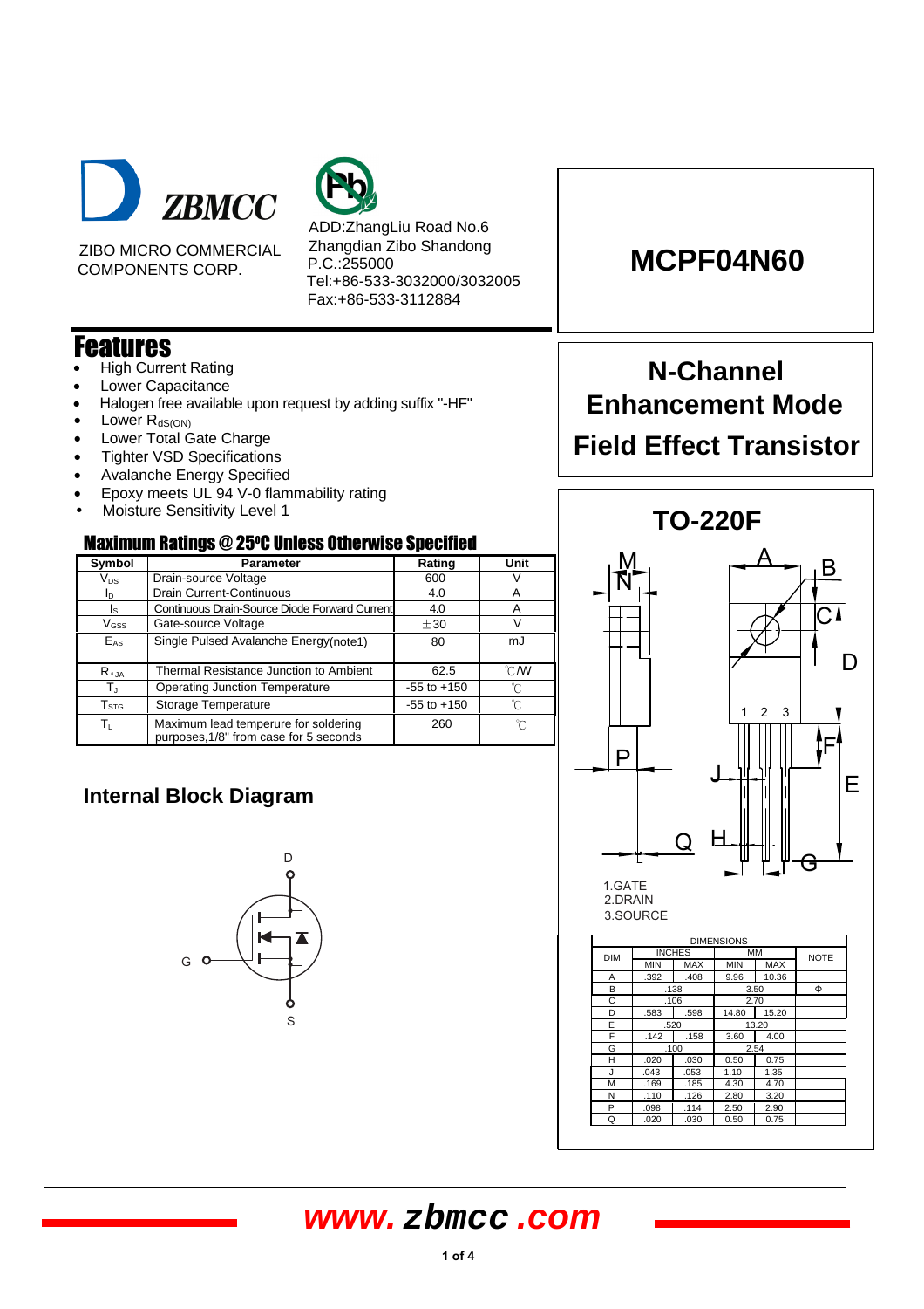ZBMCC

ZIBO MICRO COMMERCIAL COMPONENTS CORP.

ADD:ZhangLiu Road No.6
Zhangdian Zibo Shandong
P.C.:255000
Tel:+86-533-3032000/3032005
Fax:+86-533-3112884

# MCPF04N60

## N-Channel Enhancement Mode Field Effect Transistor

## Features

- High Current Rating
- Lower Capacitance
- Halogen free available upon request by adding suffix "-HF"
- Lower $R_{dS(ON)}$
- Lower Total Gate Charge
- Tighter VSD Specifications
- Avalanche Energy Specified
- Epoxy meets UL 94 V-0 flammability rating
- Moisture Sensitivity Level 1

## Maximum Ratings @ 25ºC Unless Otherwise Specified

| Symbol | Parameter | Rating | Unit |
|---|---|---|---|
| $V_{DS}$ | Drain-source Voltage | 600 | V |
| $I_D$ | Drain Current-Continuous | 4.0 | A |
| $I_S$ | Continuous Drain-Source Diode Forward Current | 4.0 | A |
| $V_{GSS}$ | Gate-source Voltage | ±30 | V |
| $E_{AS}$ | Single Pulsed Avalanche Energy(note1) | 80 | mJ |
| $R_{\theta JA}$ | Thermal Resistance Junction to Ambient | 62.5 | ℃/W |
| $T_J$ | Operating Junction Temperature | -55 to +150 | ℃ |
| $T_{STG}$ | Storage Temperature | -55 to +150 | ℃ |
| $T_L$ | Maximum lead temperure for soldering purposes,1/8" from case for 5 seconds | 260 | ℃ |

## Internal Block Diagram

D

G

S

## TO-220F

1.GATE
2.DRAIN
3.SOURCE

| DIM | INCHES MIN | INCHES MAX | MM MIN | MM MAX | NOTE |
|---|---|---|---|---|---|
| A | .392 | .408 | 9.96 | 10.36 | |
| B | .138 | | 3.50 | | Φ |
| C | .106 | | 2.70 | | |
| D | .583 | .598 | 14.80 | 15.20 | |
| E | .520 | | 13.20 | | |
| F | .142 | .158 | 3.60 | 4.00 | |
| G | .100 | | 2.54 | | |
| H | .020 | .030 | 0.50 | 0.75 | |
| J | .043 | .053 | 1.10 | 1.35 | |
| M | .169 | .185 | 4.30 | 4.70 | |
| N | .110 | .126 | 2.80 | 3.20 | |
| P | .098 | .114 | 2.50 | 2.90 | |
| Q | .020 | .030 | 0.50 | 0.75 | |

www.zbmcc.com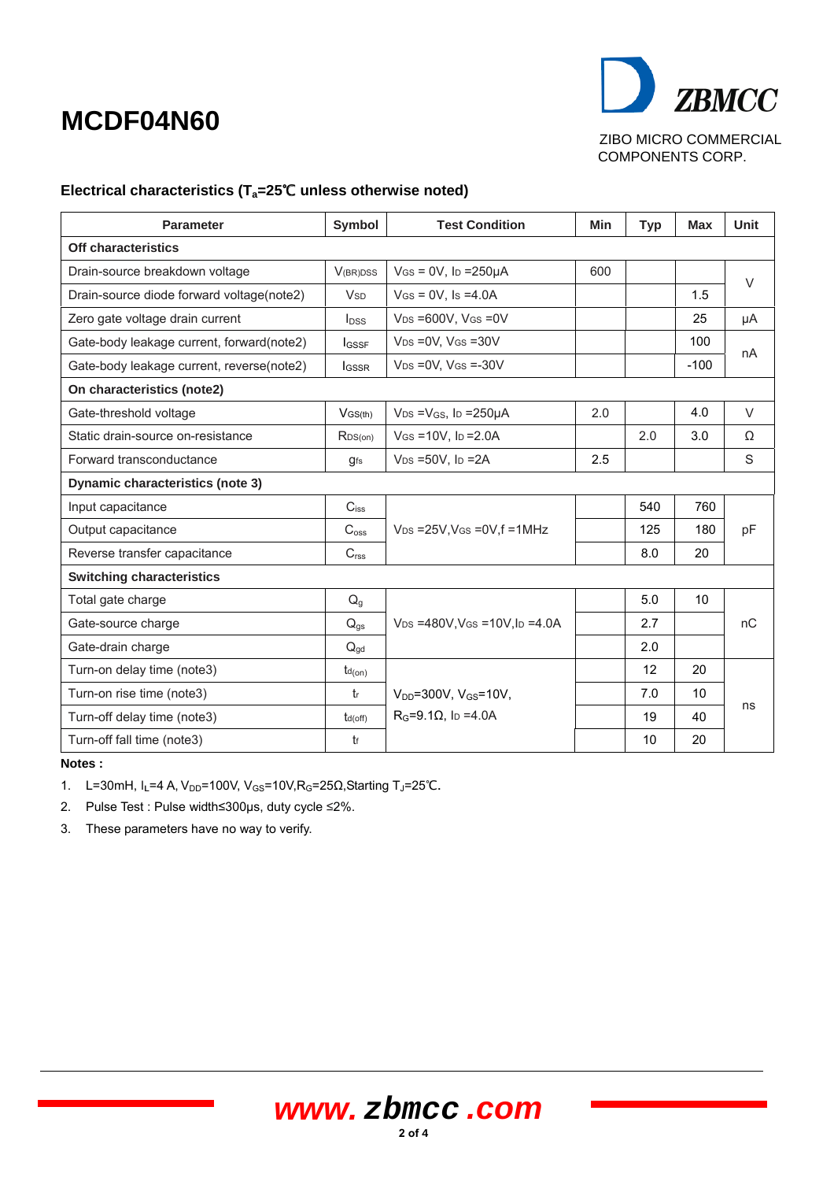# MCDF04N60

ZBMCC

ZIBO MICRO COMMERCIAL COMPONENTS CORP.

## Electrical characteristics ($T_a$=25℃ unless otherwise noted)

| Parameter | Symbol | Test Condition | Min | Typ | Max | Unit |
|---|---|---|---|---|---|---|
| **Off characteristics** | | | | | | |
| Drain-source breakdown voltage | $V_{(BR)DSS}$ | $V_{GS}$ = 0V, $I_D$ =250μA | 600 | | | V |
| Drain-source diode forward voltage(note2) | $V_{SD}$ | $V_{GS}$ = 0V, $I_S$ =4.0A | | | 1.5 | V |
| Zero gate voltage drain current | $I_{DSS}$ | $V_{DS}$ =600V, $V_{GS}$ =0V | | | 25 | μA |
| Gate-body leakage current, forward(note2) | $I_{GSSF}$ | $V_{DS}$ =0V, $V_{GS}$ =30V | | | 100 | nA |
| Gate-body leakage current, reverse(note2) | $I_{GSSR}$ | $V_{DS}$ =0V, $V_{GS}$ =-30V | | | -100 | nA |
| **On characteristics (note2)** | | | | | | |
| Gate-threshold voltage | $V_{GS(th)}$ | $V_{DS}$ =$V_{GS}$, $I_D$ =250μA | 2.0 | | 4.0 | V |
| Static drain-source on-resistance | $R_{DS(on)}$ | $V_{GS}$ =10V, $I_D$ =2.0A | | 2.0 | 3.0 | Ω |
| Forward transconductance | $g_{fs}$ | $V_{DS}$ =50V, $I_D$ =2A | 2.5 | | | S |
| **Dynamic characteristics (note 3)** | | | | | | |
| Input capacitance | $C_{iss}$ | $V_{DS}$ =25V,$V_{GS}$ =0V,f =1MHz | | 540 | 760 | pF |
| Output capacitance | $C_{oss}$ | | | 125 | 180 | pF |
| Reverse transfer capacitance | $C_{rss}$ | | | 8.0 | 20 | pF |
| **Switching characteristics** | | | | | | |
| Total gate charge | $Q_g$ | $V_{DS}$ =480V,$V_{GS}$ =10V,$I_D$ =4.0A | | 5.0 | 10 | nC |
| Gate-source charge | $Q_{gs}$ | | | 2.7 | | nC |
| Gate-drain charge | $Q_{gd}$ | | | 2.0 | | nC |
| Turn-on delay time (note3) | $t_{d(on)}$ | $V_{DD}$=300V, $V_{GS}$=10V, $R_G$=9.1Ω, $I_D$ =4.0A | | 12 | 20 | ns |
| Turn-on rise time (note3) | $t_r$ | | | 7.0 | 10 | ns |
| Turn-off delay time (note3) | $t_{d(off)}$ | | | 19 | 40 | ns |
| Turn-off fall time (note3) | $t_f$ | | | 10 | 20 | ns |

**Notes :**

1. L=30mH, $I_L$=4 A, $V_{DD}$=100V, $V_{GS}$=10V,$R_G$=25Ω,Starting $T_J$=25℃.
2. Pulse Test : Pulse width≤300μs, duty cycle ≤2%.
3. These parameters have no way to verify.

www.zbmcc.com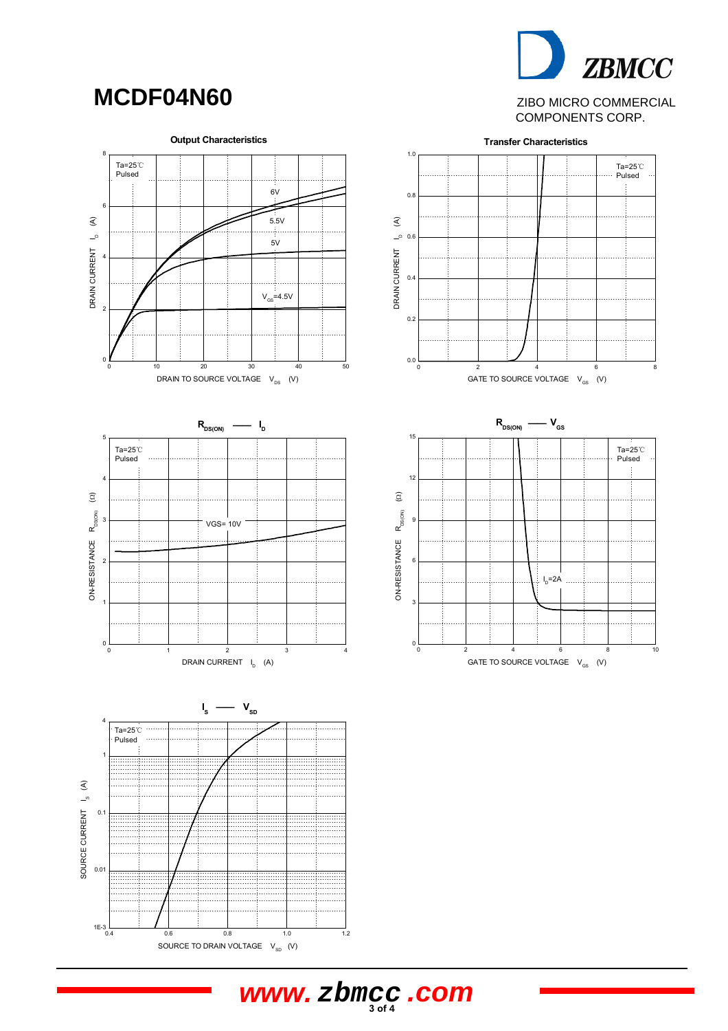# MCDF04N60

ZIBO MICRO COMMERCIAL COMPONENTS CORP.

**Output Characteristics**

Ta=25℃
Pulsed

6V
5.5V
5V
$V_{GS}$=4.5V

DRAIN CURRENT $I_D$ (A)

DRAIN TO SOURCE VOLTAGE $V_{DS}$ (V)

**Transfer Characteristics**

Ta=25℃
Pulsed

DRAIN CURRENT $I_D$ (A)

GATE TO SOURCE VOLTAGE $V_{GS}$ (V)

**$R_{DS(ON)}$ —— $I_D$**

Ta=25℃
Pulsed

VGS= 10V

ON-RESISTANCE $R_{DS(ON)}$ (Ω)

DRAIN CURRENT $I_D$ (A)

**$R_{DS(ON)}$ —— $V_{GS}$**

Ta=25℃
Pulsed

$I_D$=2A

ON-RESISTANCE $R_{DS(ON)}$ (Ω)

GATE TO SOURCE VOLTAGE $V_{GS}$ (V)

**$I_S$ —— $V_{SD}$**

Ta=25℃
Pulsed

SOURCE CURRENT $I_S$ (A)

SOURCE TO DRAIN VOLTAGE $V_{SD}$ (V)

www.zbmcc.com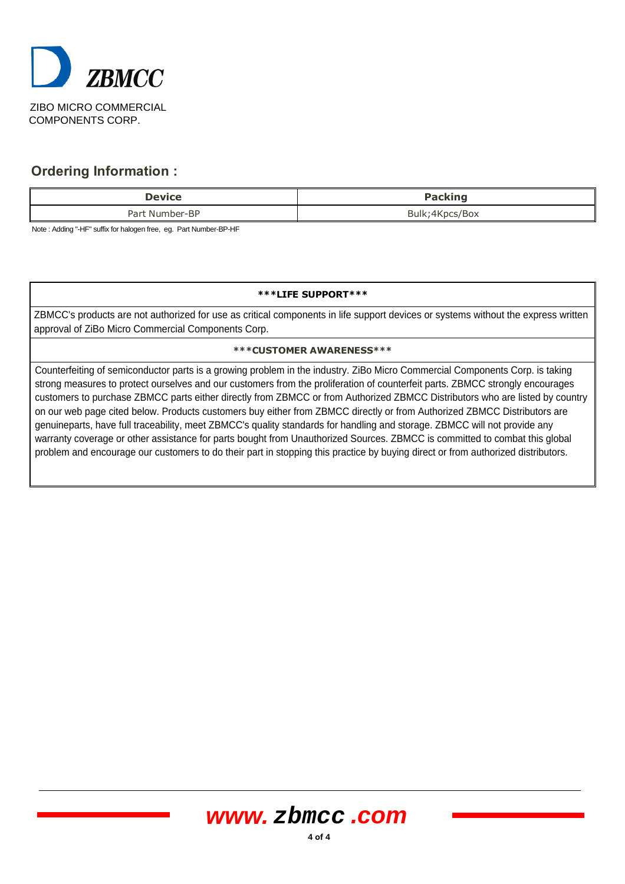ZBMCC

ZIBO MICRO COMMERCIAL COMPONENTS CORP.

## Ordering Information :

| Device | Packing |
| --- | --- |
| Part Number-BP | Bulk;4Kpcs/Box |

Note : Adding "-HF" suffix for halogen free, eg. Part Number-BP-HF

| ***LIFE SUPPORT*** |
| --- |
| ZBMCC's products are not authorized for use as critical components in life support devices or systems without the express written approval of ZiBo Micro Commercial Components Corp. |
| ***CUSTOMER AWARENESS*** |
| Counterfeiting of semiconductor parts is a growing problem in the industry. ZiBo Micro Commercial Components Corp. is taking strong measures to protect ourselves and our customers from the proliferation of counterfeit parts. ZBMCC strongly encourages customers to purchase ZBMCC parts either directly from ZBMCC or from Authorized ZBMCC Distributors who are listed by country on our web page cited below. Products customers buy either from ZBMCC directly or from Authorized ZBMCC Distributors are genuineparts, have full traceability, meet ZBMCC's quality standards for handling and storage. ZBMCC will not provide any warranty coverage or other assistance for parts bought from Unauthorized Sources. ZBMCC is committed to combat this global problem and encourage our customers to do their part in stopping this practice by buying direct or from authorized distributors. |

www.zbmcc.com